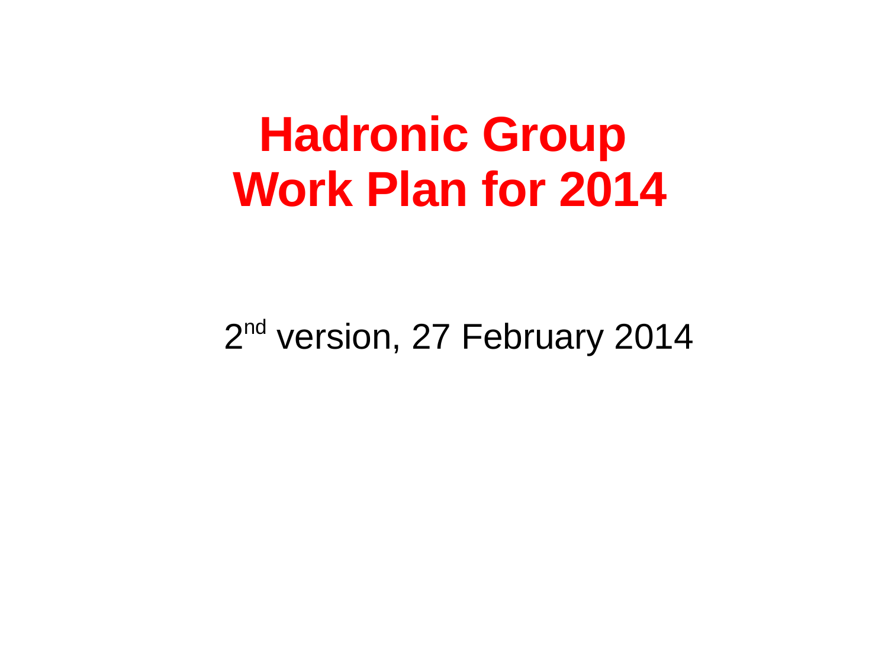# Hadronic Group Work Plan for 2014

2nd version, 27 February 2014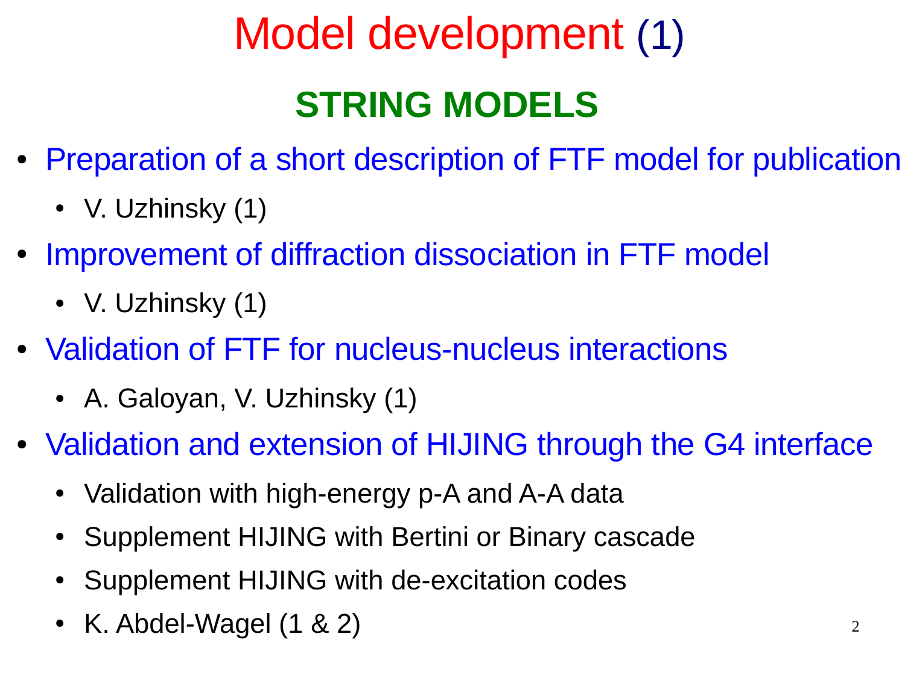# Model development (1)

## STRING MODELS

- Preparation of a short description of FTF model for publication
  - V. Uzhinsky (1)
- Improvement of diffraction dissociation in FTF model
  - V. Uzhinsky (1)
- Validation of FTF for nucleus-nucleus interactions
  - A. Galoyan, V. Uzhinsky (1)
- Validation and extension of HIJING through the G4 interface
  - Validation with high-energy p-A and A-A data
  - Supplement HIJING with Bertini or Binary cascade
  - Supplement HIJING with de-excitation codes
  - K. Abdel-Wagel (1 & 2)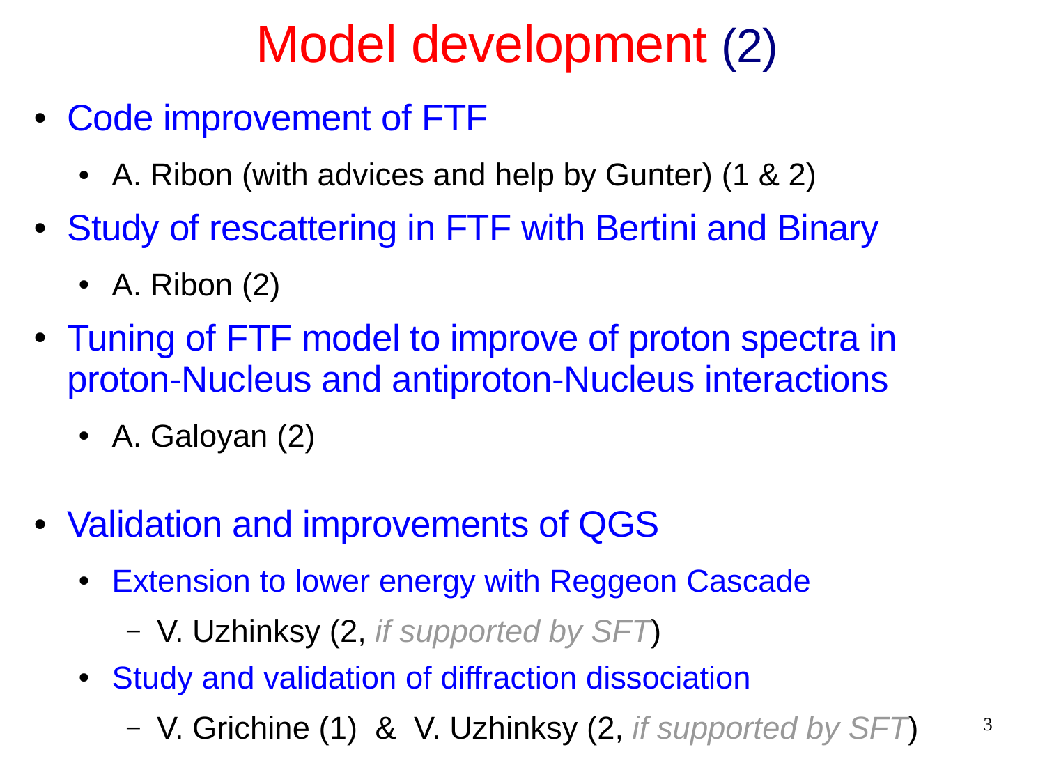# Model development (2)

- Code improvement of FTF
  - A. Ribon (with advices and help by Gunter) (1 & 2)
- Study of rescattering in FTF with Bertini and Binary
  - A. Ribon (2)
- Tuning of FTF model to improve of proton spectra in proton-Nucleus and antiproton-Nucleus interactions
  - A. Galoyan (2)

- Validation and improvements of QGS
  - Extension to lower energy with Reggeon Cascade
    - V. Uzhinksy (2, *if supported by SFT*)
  - Study and validation of diffraction dissociation
    - V. Grichine (1) & V. Uzhinksy (2, *if supported by SFT*)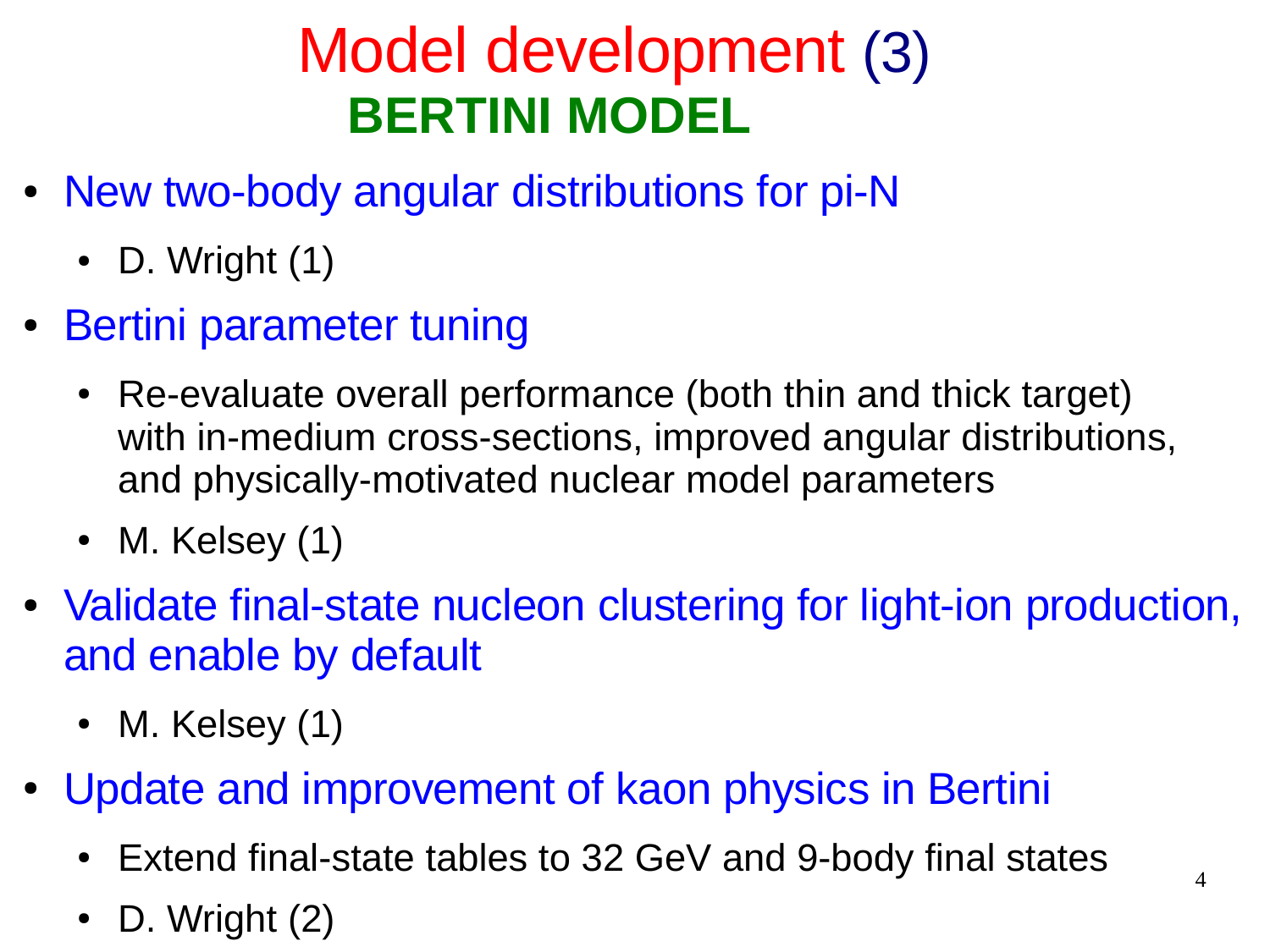# Model development (3)

## BERTINI MODEL

- New two-body angular distributions for pi-N
  - D. Wright (1)
- Bertini parameter tuning
  - Re-evaluate overall performance (both thin and thick target) with in-medium cross-sections, improved angular distributions, and physically-motivated nuclear model parameters
  - M. Kelsey (1)
- Validate final-state nucleon clustering for light-ion production, and enable by default
  - M. Kelsey (1)
- Update and improvement of kaon physics in Bertini
  - Extend final-state tables to 32 GeV and 9-body final states
  - D. Wright (2)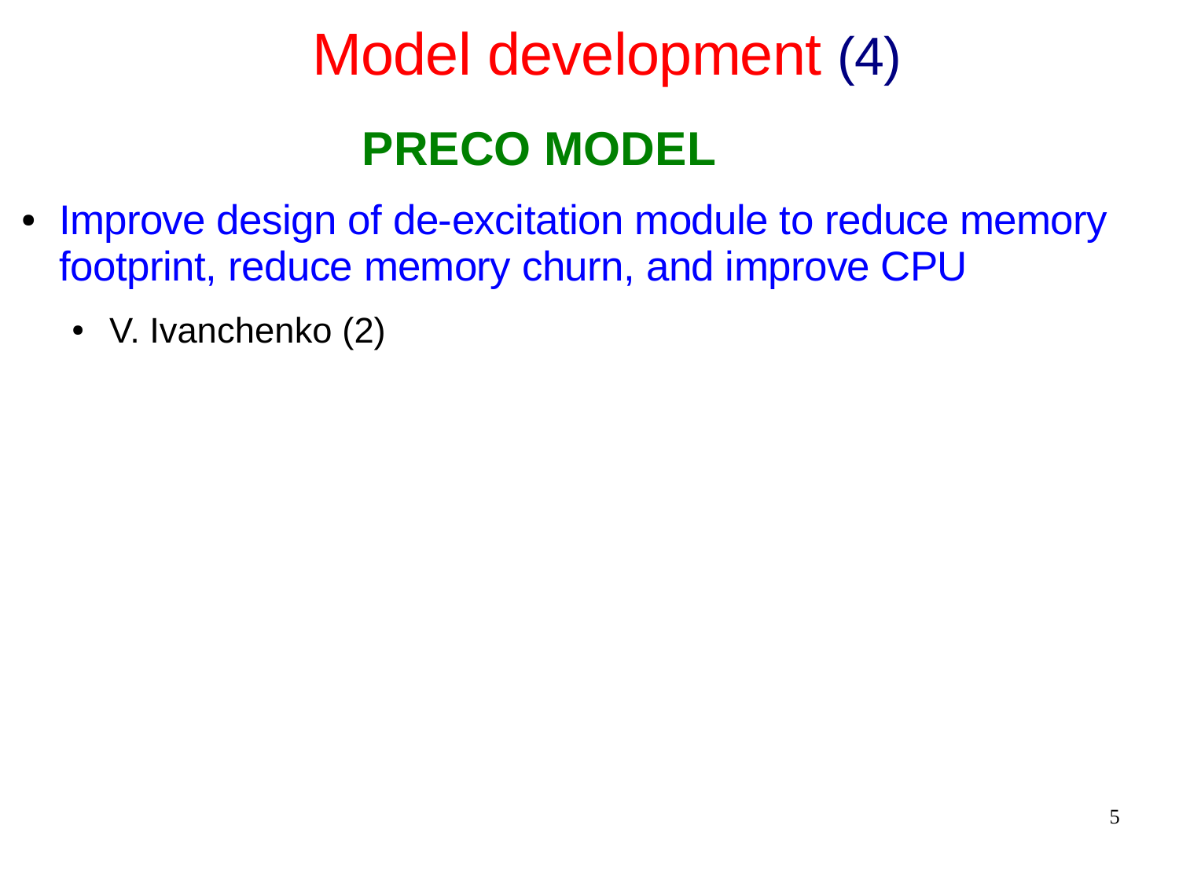# Model development (4)

## PRECO MODEL

- Improve design of de-excitation module to reduce memory footprint, reduce memory churn, and improve CPU
  - V. Ivanchenko (2)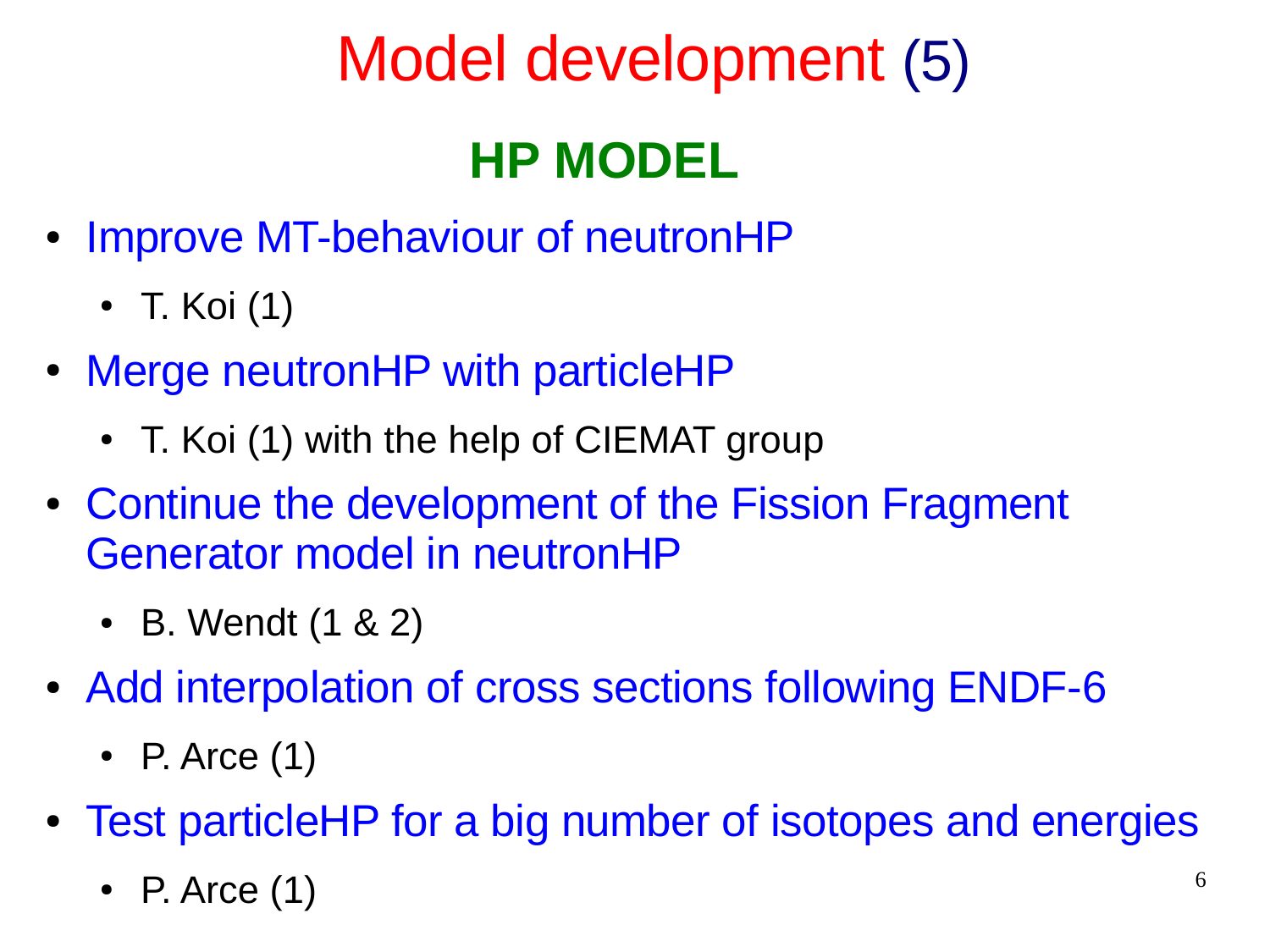# Model development (5)

## HP MODEL

- Improve MT-behaviour of neutronHP
  - T. Koi (1)
- Merge neutronHP with particleHP
  - T. Koi (1) with the help of CIEMAT group
- Continue the development of the Fission Fragment Generator model in neutronHP
  - B. Wendt (1 & 2)
- Add interpolation of cross sections following ENDF-6
  - P. Arce (1)
- Test particleHP for a big number of isotopes and energies
  - P. Arce (1)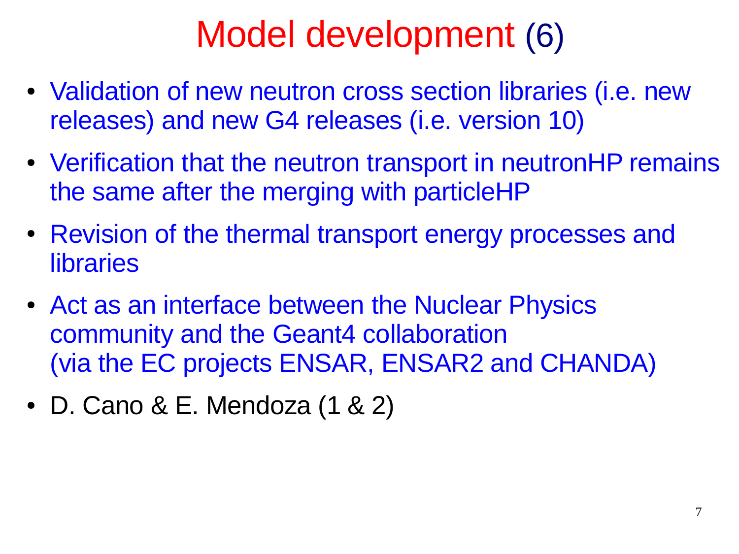# Model development (6)

- Validation of new neutron cross section libraries (i.e. new releases) and new G4 releases (i.e. version 10)
- Verification that the neutron transport in neutronHP remains the same after the merging with particleHP
- Revision of the thermal transport energy processes and libraries
- Act as an interface between the Nuclear Physics community and the Geant4 collaboration (via the EC projects ENSAR, ENSAR2 and CHANDA)
- D. Cano & E. Mendoza (1 & 2)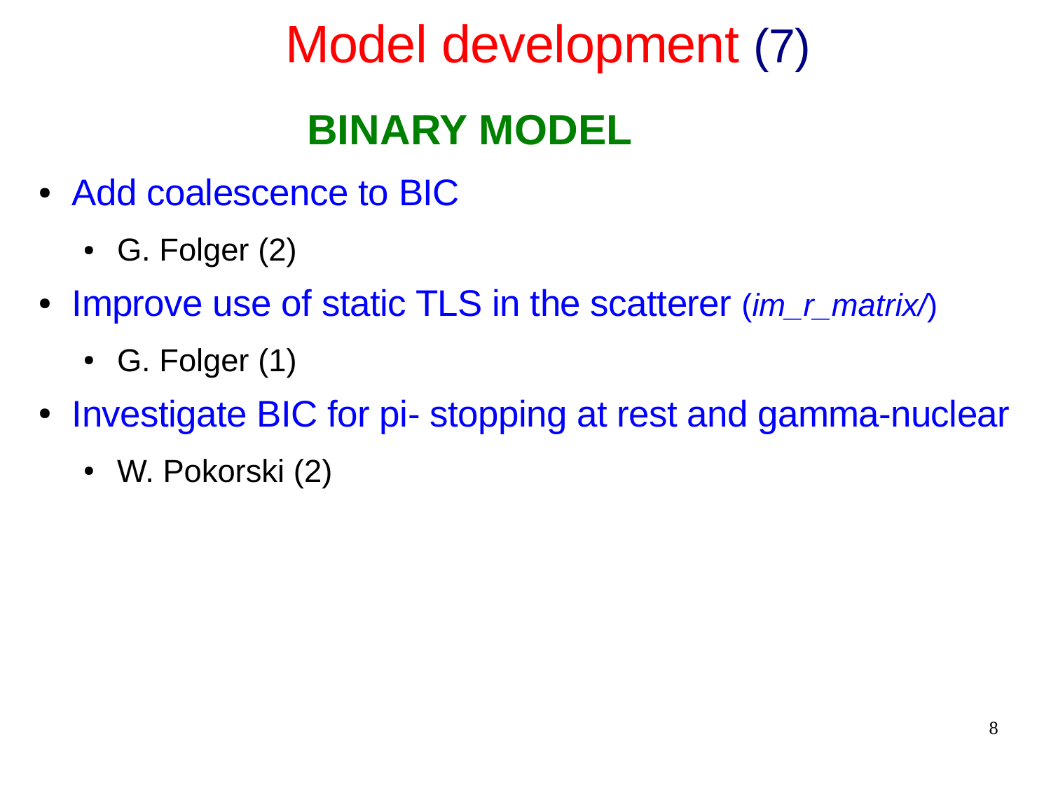# Model development (7)

## **BINARY MODEL**

- Add coalescence to BIC
    - G. Folger (2)
- Improve use of static TLS in the scatterer (*im_r_matrix/*)
    - G. Folger (1)
- Investigate BIC for pi- stopping at rest and gamma-nuclear
    - W. Pokorski (2)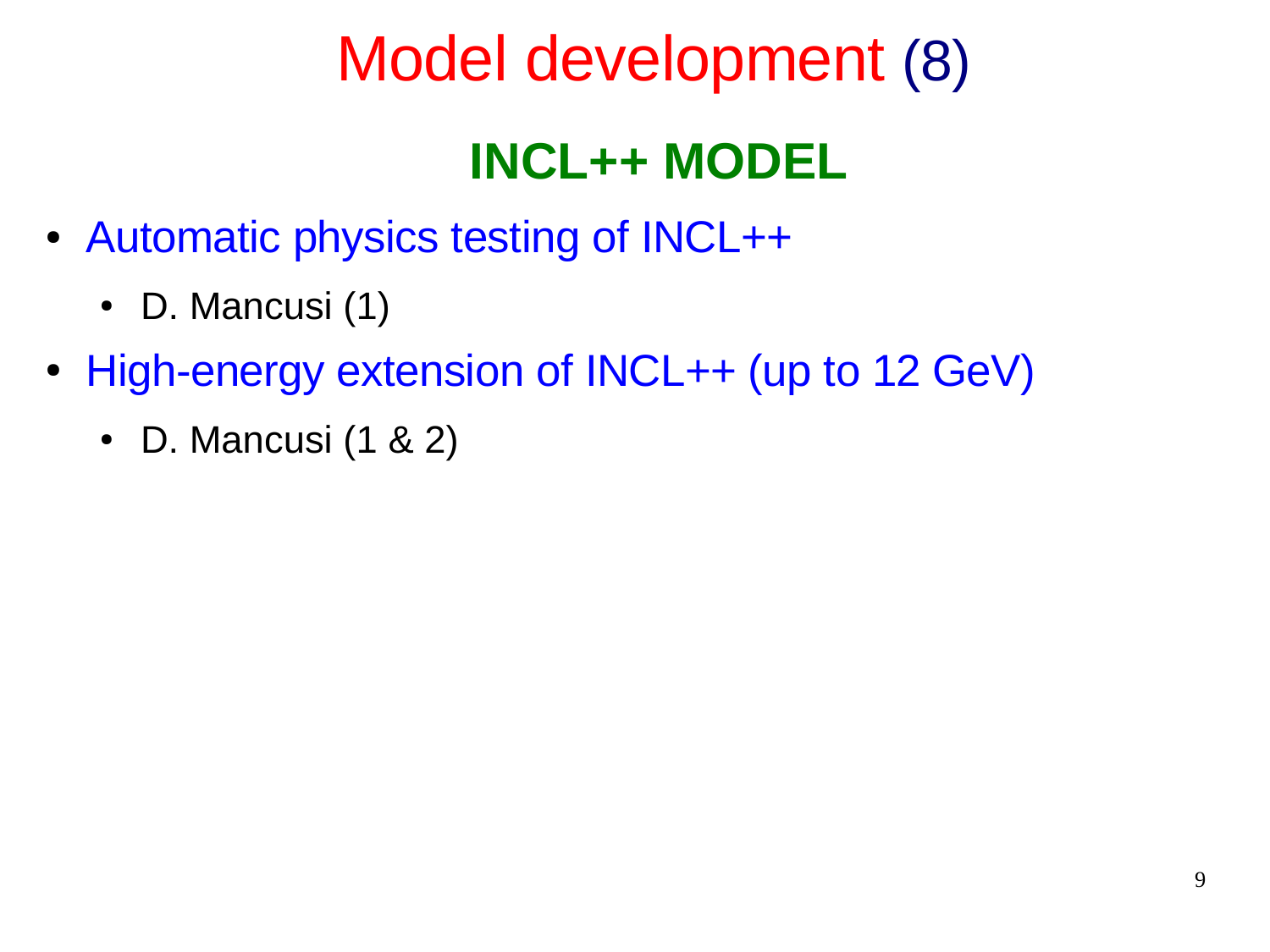# Model development (8)

## INCL++ MODEL

- Automatic physics testing of INCL++
  - D. Mancusi (1)
- High-energy extension of INCL++ (up to 12 GeV)
  - D. Mancusi (1 & 2)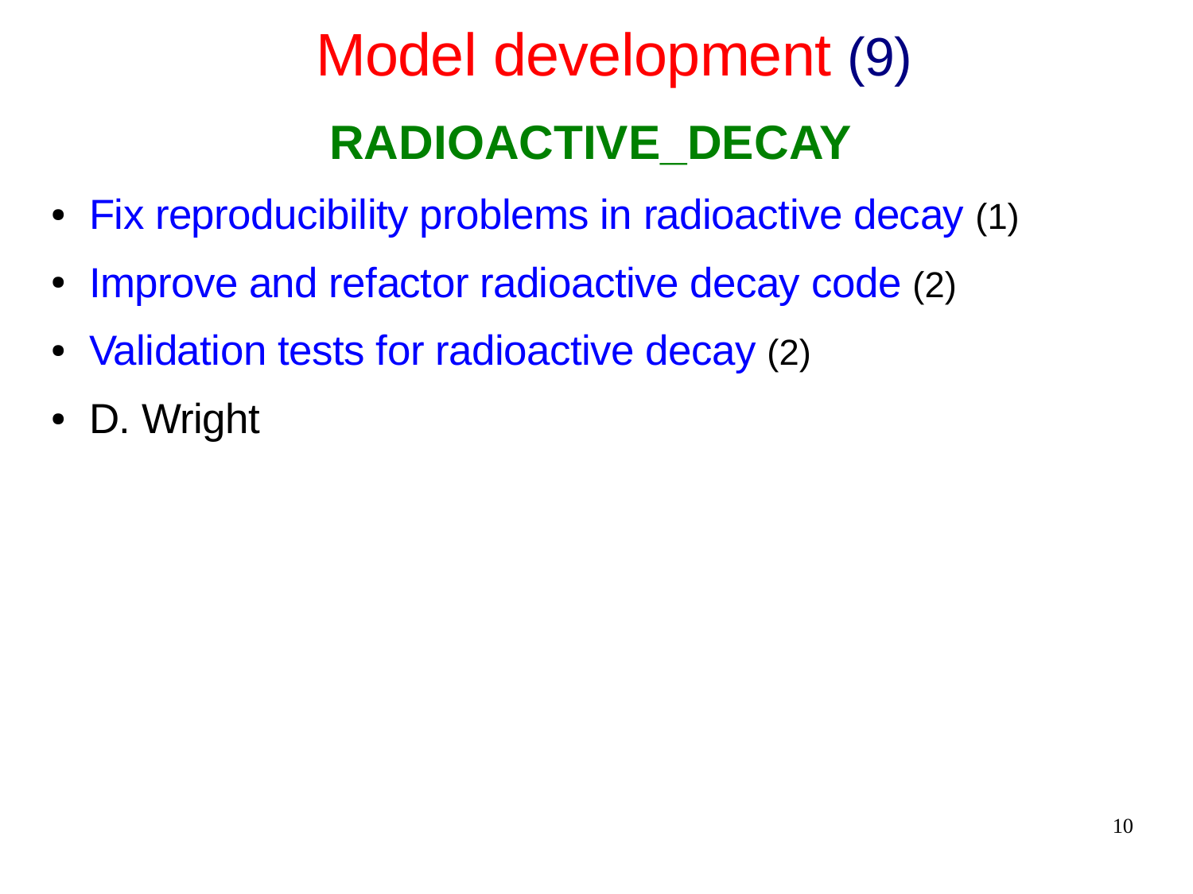# Model development (9)

## RADIOACTIVE_DECAY

- Fix reproducibility problems in radioactive decay (1)
- Improve and refactor radioactive decay code (2)
- Validation tests for radioactive decay (2)
- D. Wright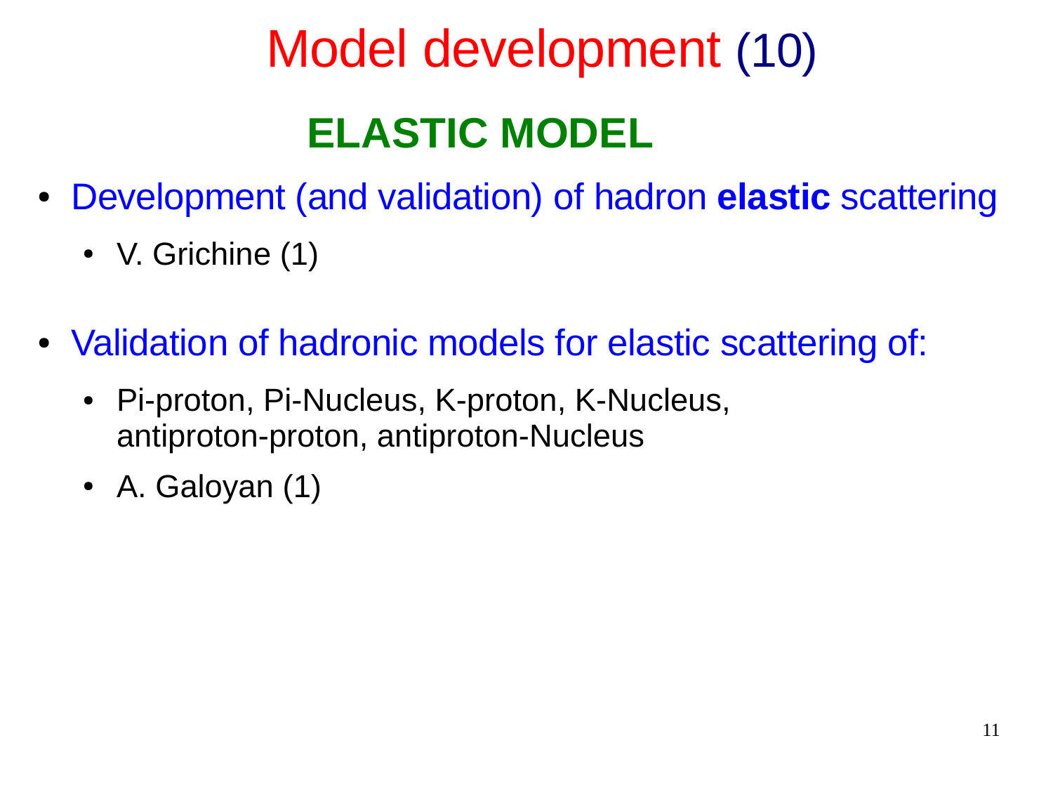# Model development (10)

## ELASTIC MODEL

- Development (and validation) of hadron **elastic** scattering
  - V. Grichine (1)

- Validation of hadronic models for elastic scattering of:
  - Pi-proton, Pi-Nucleus, K-proton, K-Nucleus, antiproton-proton, antiproton-Nucleus
  - A. Galoyan (1)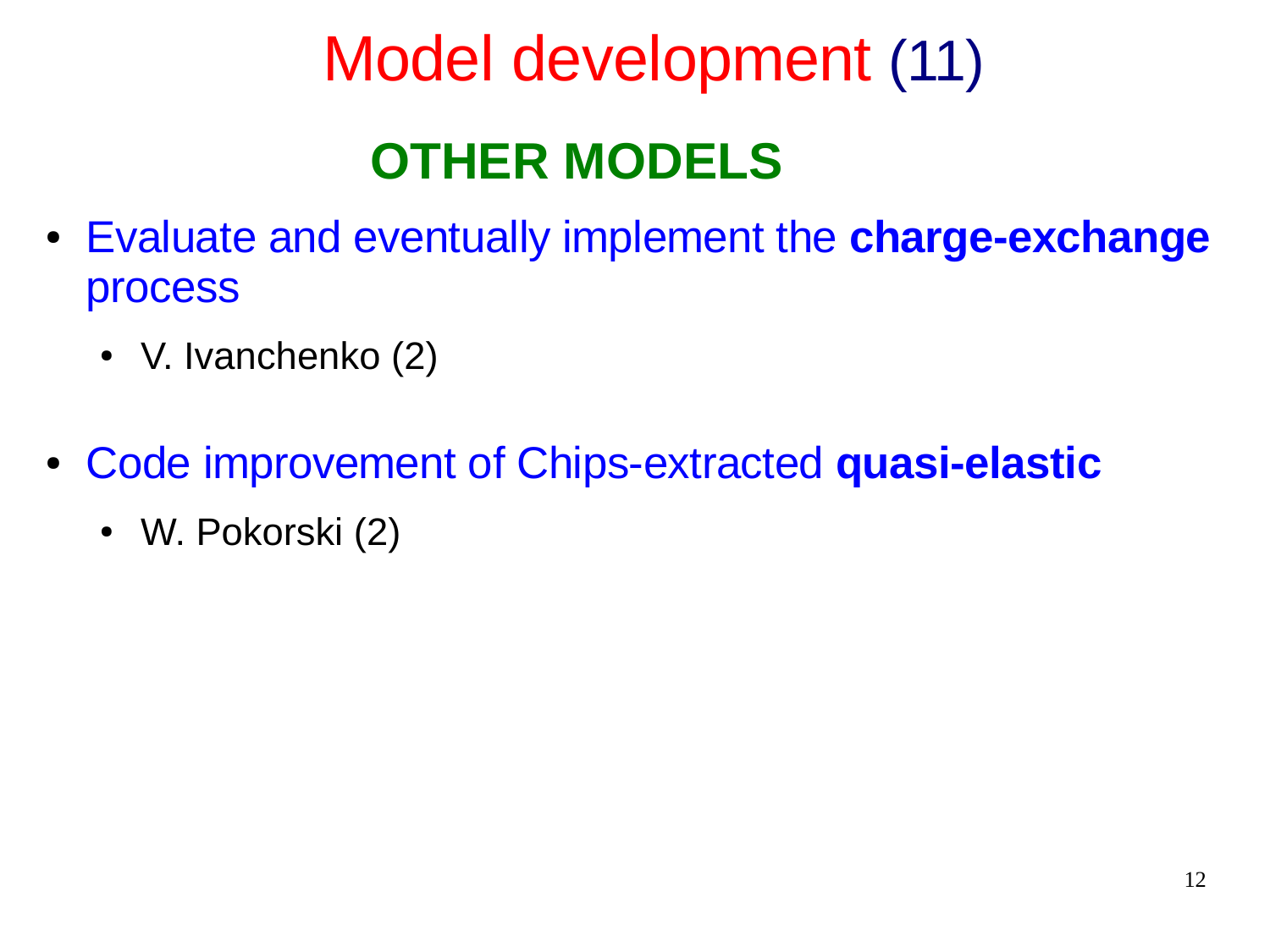# Model development (11)

## OTHER MODELS

- Evaluate and eventually implement the **charge-exchange** process
  - V. Ivanchenko (2)
- Code improvement of Chips-extracted **quasi-elastic**
  - W. Pokorski (2)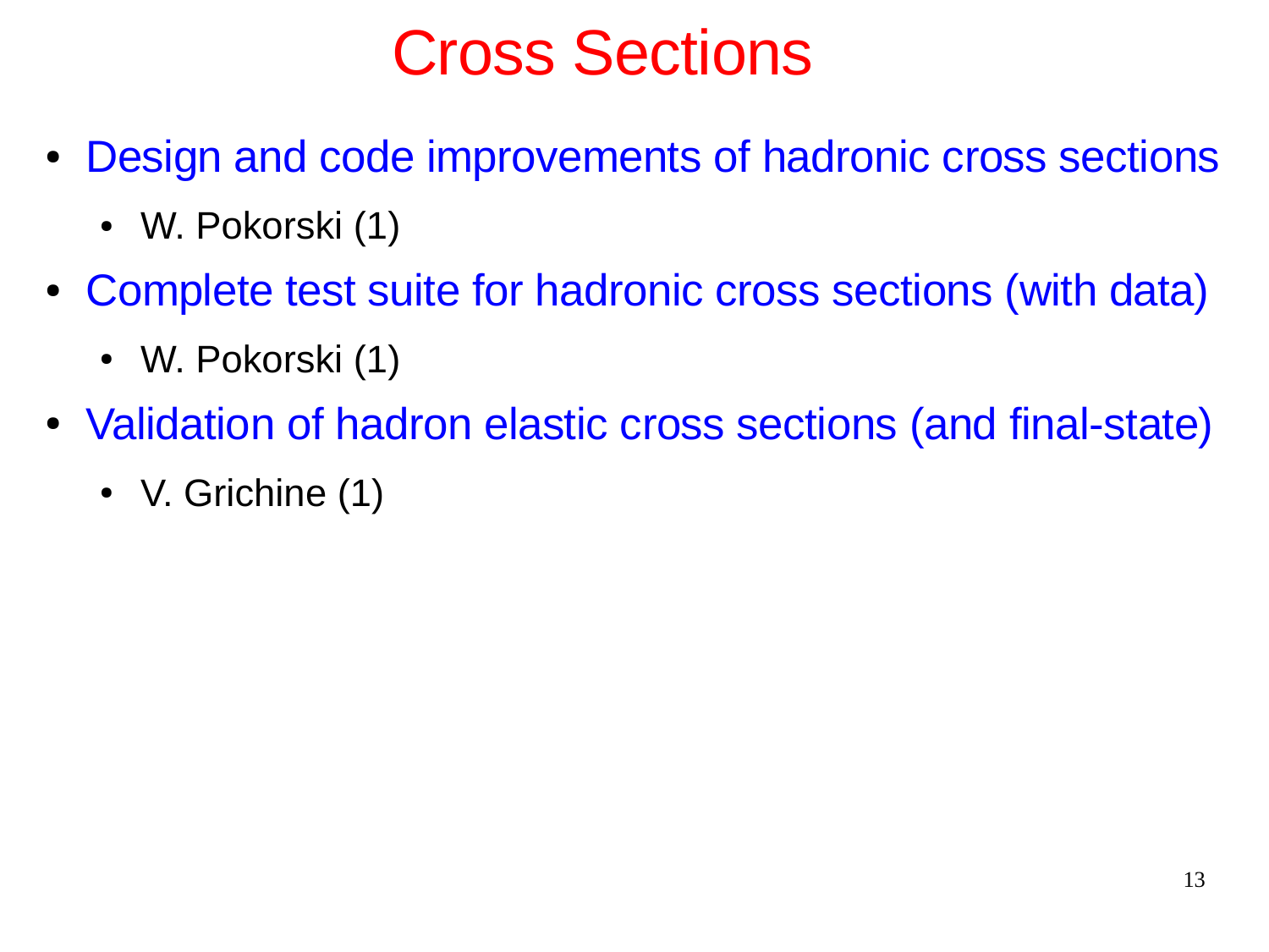# Cross Sections

- Design and code improvements of hadronic cross sections
  - W. Pokorski (1)
- Complete test suite for hadronic cross sections (with data)
  - W. Pokorski (1)
- Validation of hadron elastic cross sections (and final-state)
  - V. Grichine (1)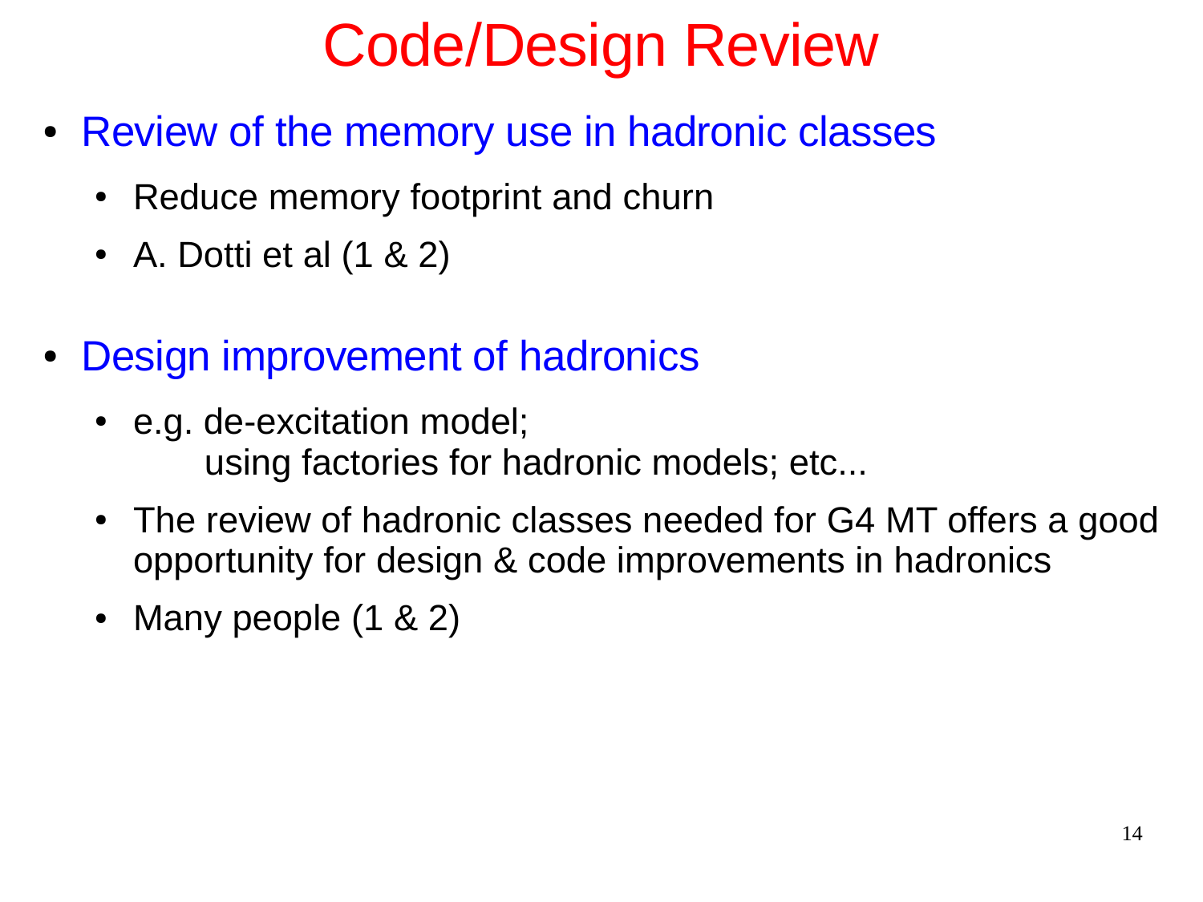# Code/Design Review

- Review of the memory use in hadronic classes
  - Reduce memory footprint and churn
  - A. Dotti et al (1 & 2)

- Design improvement of hadronics
  - e.g. de-excitation model;
    using factories for hadronic models; etc...
  - The review of hadronic classes needed for G4 MT offers a good opportunity for design & code improvements in hadronics
  - Many people (1 & 2)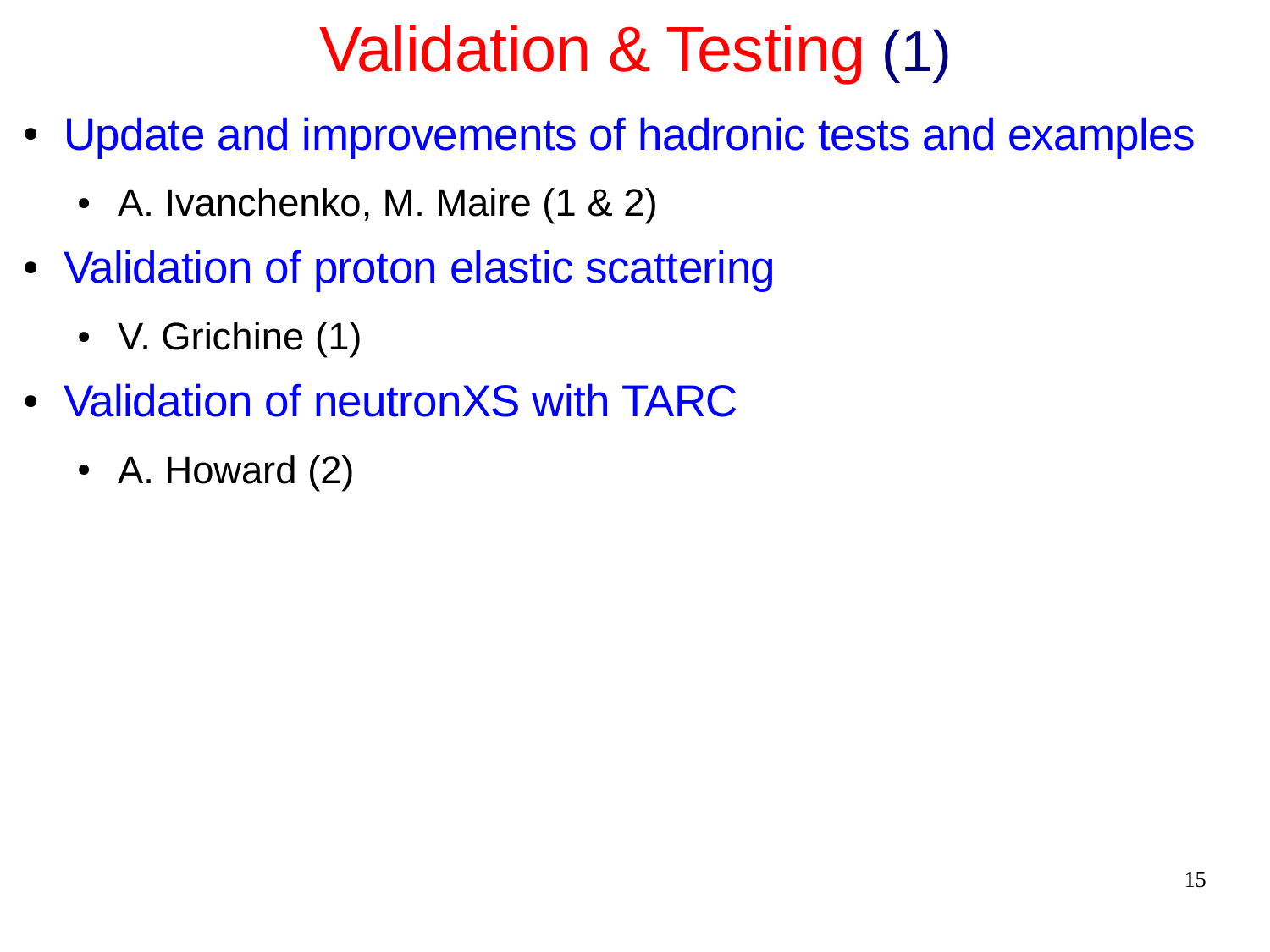# Validation & Testing (1)

- Update and improvements of hadronic tests and examples
  - A. Ivanchenko, M. Maire (1 & 2)
- Validation of proton elastic scattering
  - V. Grichine (1)
- Validation of neutronXS with TARC
  - A. Howard (2)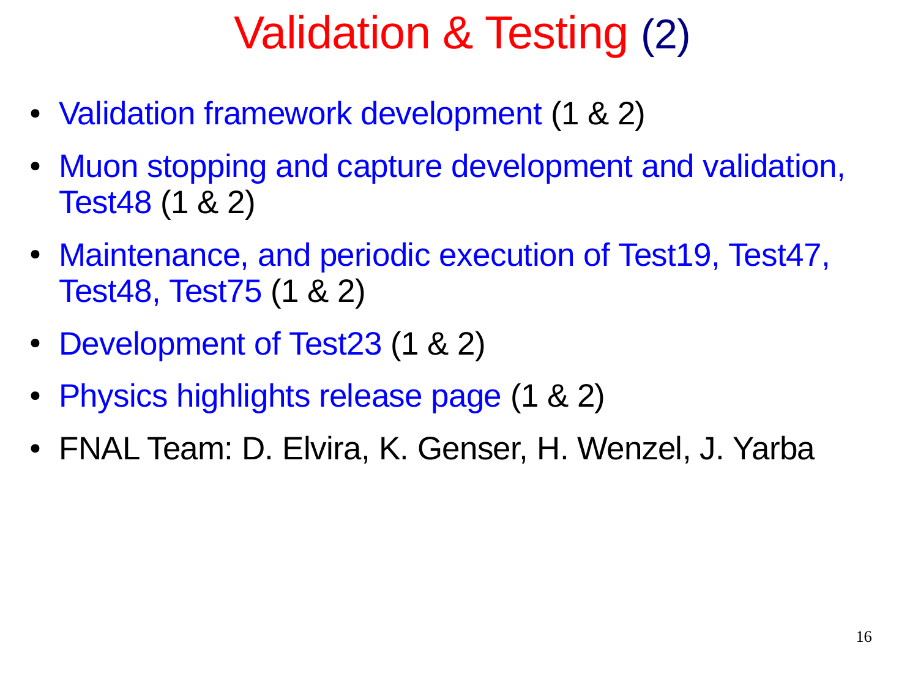# Validation & Testing (2)

- Validation framework development (1 & 2)
- Muon stopping and capture development and validation, Test48 (1 & 2)
- Maintenance, and periodic execution of Test19, Test47, Test48, Test75 (1 & 2)
- Development of Test23 (1 & 2)
- Physics highlights release page (1 & 2)
- FNAL Team: D. Elvira, K. Genser, H. Wenzel, J. Yarba